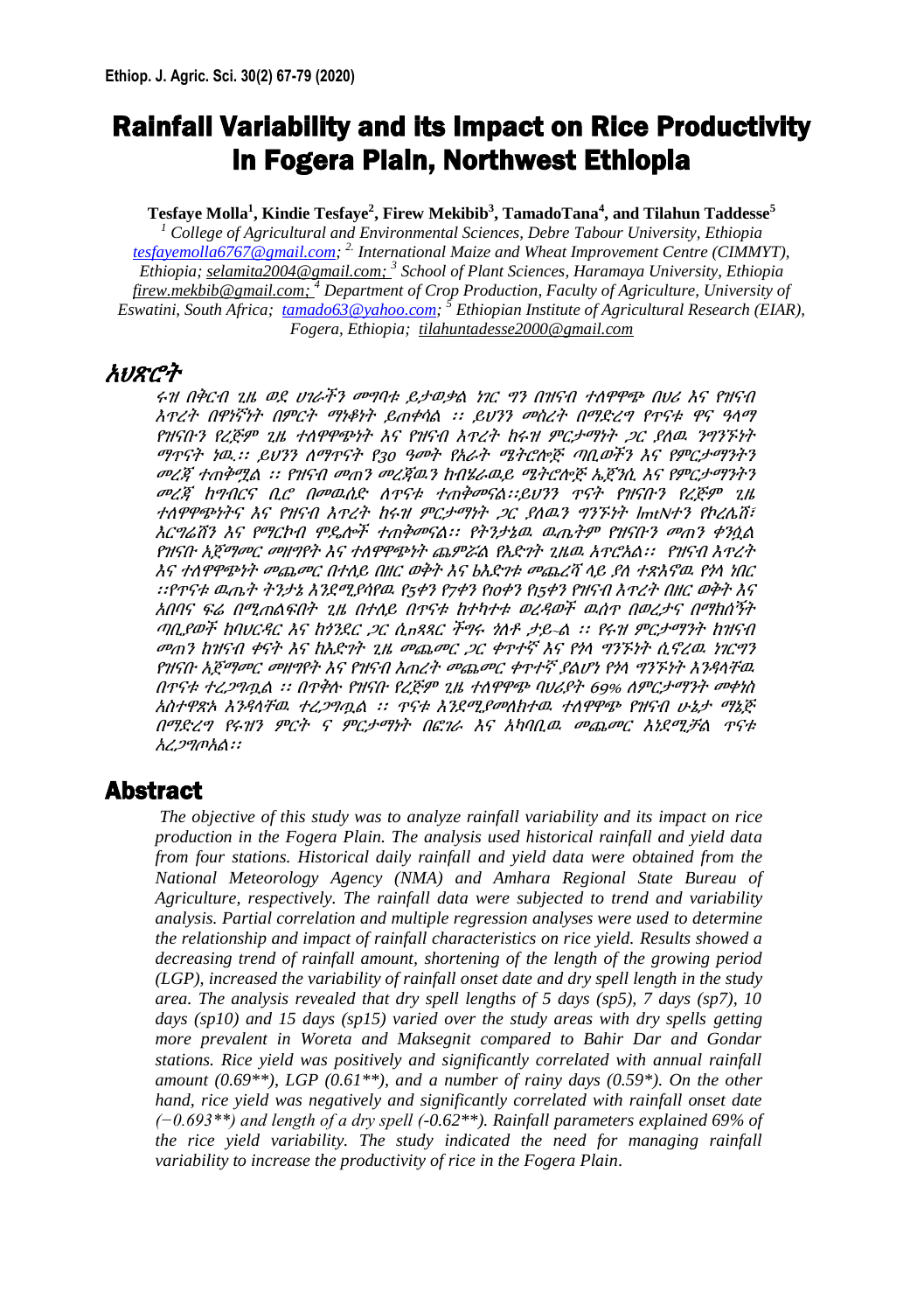# Rainfall Variability and its Impact on Rice Productivity in Fogera Plain, Northwest Ethiopia

**Tesfaye Molla[1], Kindie Tesfaye[2], Firew Mekibib[3], TamadoTana[4], and Tilahun Taddesse[5]**

*[1] College of Agricultural and Environmental Sciences, Debre Tabour University, Ethiopia tesfayemolla6767@gmail.com; [2] International Maize and Wheat Improvement Centre (CIMMYT), Ethiopia; selamita2004@gmail.com; [3] School of Plant Sciences, Haramaya University, Ethiopia firew.mekbib@gmail.com; [4] Department of Crop Production, Faculty of Agriculture, University of Eswatini, South Africa; tamado63@yahoo.com; [5] Ethiopian Institute of Agricultural Research (EIAR), Fogera, Ethiopia; tilahuntadesse2000@gmail.com*

## አህጽሮት

ሩዝ በቅርብ ጊዜ ወደ ሀገራችን መግባቱ ይታወቃል ነገር ግን በዝናብ ተለዋዋጭ በሀሪ እና የዝናብ እጥረት በዋነኛነት በምርት ማነቆነት ይጠቀሳል ፡፡ ይህንን መስረት በማድረግ የጥናቱ ዋና ዓላማ የዝናቡን የረጅም ጊዜ ተለዋዋጭነት እና የዝናብ እጥረት ከሩዝ ምርታማነት ጋር ያለዉ ንግንኙነት ማጥናት ነዉ.፡፡ ይህንን ለማጥናት የ30 ዓመት የአራት ሜትሮሎጅ ጣቢወችን እና የምርታማንትን መረጃ ተጠቅሟል ፡፡ የዝናብ መጠን መረጃዉን ከብሄራዉይ ሜትሮሎጅ ኤጀንሲ እና የምርታማንትን መረጃ ከግብርና ቢሮ በመዉሰድ ለጥናቱ ተጠቅመናል፡፡ይህንን ጥናት የዝናቡን የረጅም ጊዜ ተለዋዋጭነትና እና የዝናብ እጥረት ከሩዝ ምርታማነት ጋር ያለዉን ግንኙነት lmtNተን የኮረሌሽ፣ እርግሬሽን እና የማርኮብ ሞዴሎች ተጠቅመናል፡፡ የትንታኔዉ ዉጤትም የዝናቡን መጠን ቀንሷል የዝናቡ አጀማመር መዘግየት እና ተለዋዋጭነት ጨምሯል የእድገት ጊዜዉ አጥሯል፡፡ የዝናብ እጥረት እና ተለዋዋጭነት መጨመር በተለይ በዘር ወቅት እና ከእድገቱ መጨረሻ ላይ ያለ ተጽእኖዉ የጎላ ነበር ፡፡የጥናቱ ዉጤት ትንታኔ እንደሚያሳየዉ የ5ቀን የ7ቀን የ10ቀን የ15ቀን የዝናብ እጥረት በዘር ወቅት እና አበባና ፍሬ በሚጠልፍበት ጊዜ በተለይ በጥናቱ ከተካተቱ ወረዳዎች ዉሰጥ በወረታና በማክሰኝት ጣቢያዎች ከባህርዳር እና ከጎንደር ጋር ሲነጻጸር ችግሩ ጎለቶ ታይ-ል ፡፡ የሩዝ ምርታማንት ከዝናብ መጠን ከዝናብ ቀናት እና ከእድገት ጊዜ መጨመር ጋር ቀጥተኛ እና የጎላ ግንኙነት ሲኖረዉ ነገርግን የዝናቡ አጀማመር መዘግየት እና የዝናብ እጠረት መጨመር ቀጥተኛ ያልሆነ የጎላ ግንኙነት እንዳላቸዉ በጥናቱ ተረጋግጧል ፡፡ በጥቅሉ የዝናቡ የረጅም ጊዜ ተለዋዋጭ ባህሪያት 69% ለምርታማንት መቀነስ አስተዋጽኦ እንዳላቸዉ ተረጋግጧል ፡፡ ጥናቱ እንደሚያመለክተዉ ተለዋዋጭ የዝናብ ሁኔታ ማኔጅ በማድረግ የሩዝን ምርት ና ምርታማነት በፎገራ እና አካባቢዉ መጨመር እነደሚቻል ጥናቱ አረጋግጦአል፡፡

## Abstract

*The objective of this study was to analyze rainfall variability and its impact on rice production in the Fogera Plain. The analysis used historical rainfall and yield data from four stations. Historical daily rainfall and yield data were obtained from the National Meteorology Agency (NMA) and Amhara Regional State Bureau of Agriculture, respectively. The rainfall data were subjected to trend and variability analysis. Partial correlation and multiple regression analyses were used to determine the relationship and impact of rainfall characteristics on rice yield. Results showed a decreasing trend of rainfall amount, shortening of the length of the growing period (LGP), increased the variability of rainfall onset date and dry spell length in the study area. The analysis revealed that dry spell lengths of 5 days (sp5), 7 days (sp7), 10 days (sp10) and 15 days (sp15) varied over the study areas with dry spells getting more prevalent in Woreta and Maksegnit compared to Bahir Dar and Gondar stations. Rice yield was positively and significantly correlated with annual rainfall amount (0.69\*\*), LGP (0.61\*\*), and a number of rainy days (0.59\*). On the other hand, rice yield was negatively and significantly correlated with rainfall onset date (−0.693\*\*) and length of a dry spell (-0.62\*\*). Rainfall parameters explained 69% of the rice yield variability. The study indicated the need for managing rainfall variability to increase the productivity of rice in the Fogera Plain.*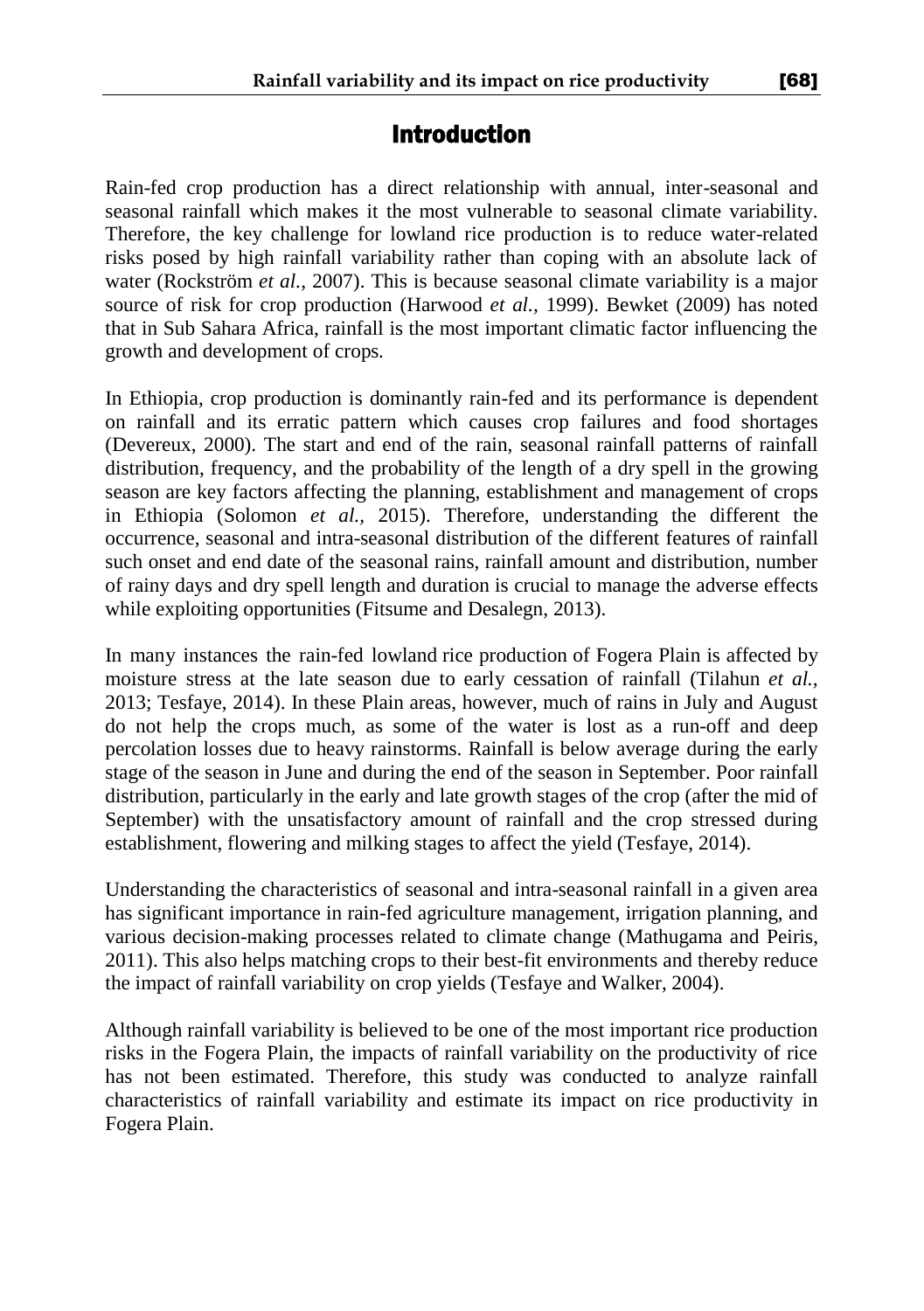## Introduction

Rain-fed crop production has a direct relationship with annual, inter-seasonal and seasonal rainfall which makes it the most vulnerable to seasonal climate variability. Therefore, the key challenge for lowland rice production is to reduce water-related risks posed by high rainfall variability rather than coping with an absolute lack of water (Rockström *et al.,* 2007). This is because seasonal climate variability is a major source of risk for crop production (Harwood *et al.,* 1999). Bewket (2009) has noted that in Sub Sahara Africa, rainfall is the most important climatic factor influencing the growth and development of crops.

In Ethiopia, crop production is dominantly rain-fed and its performance is dependent on rainfall and its erratic pattern which causes crop failures and food shortages (Devereux, 2000). The start and end of the rain, seasonal rainfall patterns of rainfall distribution, frequency, and the probability of the length of a dry spell in the growing season are key factors affecting the planning, establishment and management of crops in Ethiopia (Solomon *et al.,* 2015). Therefore, understanding the different the occurrence, seasonal and intra-seasonal distribution of the different features of rainfall such onset and end date of the seasonal rains, rainfall amount and distribution, number of rainy days and dry spell length and duration is crucial to manage the adverse effects while exploiting opportunities (Fitsume and Desalegn, 2013).

In many instances the rain-fed lowland rice production of Fogera Plain is affected by moisture stress at the late season due to early cessation of rainfall (Tilahun *et al.,* 2013; Tesfaye, 2014). In these Plain areas, however, much of rains in July and August do not help the crops much, as some of the water is lost as a run-off and deep percolation losses due to heavy rainstorms. Rainfall is below average during the early stage of the season in June and during the end of the season in September. Poor rainfall distribution, particularly in the early and late growth stages of the crop (after the mid of September) with the unsatisfactory amount of rainfall and the crop stressed during establishment, flowering and milking stages to affect the yield (Tesfaye, 2014).

Understanding the characteristics of seasonal and intra-seasonal rainfall in a given area has significant importance in rain-fed agriculture management, irrigation planning, and various decision-making processes related to climate change (Mathugama and Peiris, 2011). This also helps matching crops to their best-fit environments and thereby reduce the impact of rainfall variability on crop yields (Tesfaye and Walker, 2004).

Although rainfall variability is believed to be one of the most important rice production risks in the Fogera Plain, the impacts of rainfall variability on the productivity of rice has not been estimated. Therefore, this study was conducted to analyze rainfall characteristics of rainfall variability and estimate its impact on rice productivity in Fogera Plain.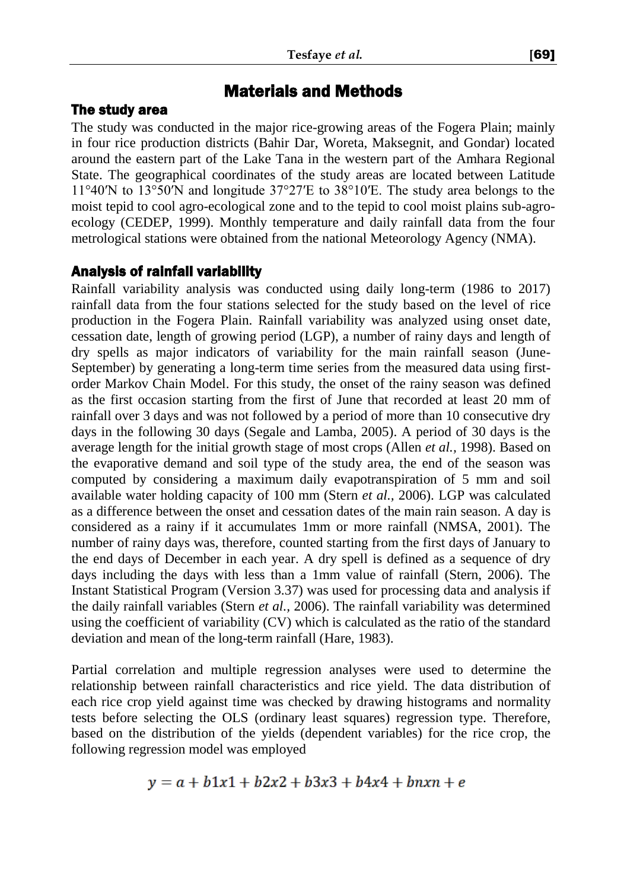# Materials and Methods

## The study area

The study was conducted in the major rice-growing areas of the Fogera Plain; mainly in four rice production districts (Bahir Dar, Woreta, Maksegnit, and Gondar) located around the eastern part of the Lake Tana in the western part of the Amhara Regional State. The geographical coordinates of the study areas are located between Latitude 11°40′N to 13°50′N and longitude 37°27′E to 38°10′E. The study area belongs to the moist tepid to cool agro-ecological zone and to the tepid to cool moist plains sub-agro-ecology (CEDEP, 1999). Monthly temperature and daily rainfall data from the four metrological stations were obtained from the national Meteorology Agency (NMA).

## Analysis of rainfall variability

Rainfall variability analysis was conducted using daily long-term (1986 to 2017) rainfall data from the four stations selected for the study based on the level of rice production in the Fogera Plain. Rainfall variability was analyzed using onset date, cessation date, length of growing period (LGP), a number of rainy days and length of dry spells as major indicators of variability for the main rainfall season (June-September) by generating a long-term time series from the measured data using first-order Markov Chain Model. For this study, the onset of the rainy season was defined as the first occasion starting from the first of June that recorded at least 20 mm of rainfall over 3 days and was not followed by a period of more than 10 consecutive dry days in the following 30 days (Segale and Lamba, 2005). A period of 30 days is the average length for the initial growth stage of most crops (Allen *et al.,* 1998). Based on the evaporative demand and soil type of the study area, the end of the season was computed by considering a maximum daily evapotranspiration of 5 mm and soil available water holding capacity of 100 mm (Stern *et al.,* 2006). LGP was calculated as a difference between the onset and cessation dates of the main rain season. A day is considered as a rainy if it accumulates 1mm or more rainfall (NMSA, 2001). The number of rainy days was, therefore, counted starting from the first days of January to the end days of December in each year. A dry spell is defined as a sequence of dry days including the days with less than a 1mm value of rainfall (Stern, 2006). The Instant Statistical Program (Version 3.37) was used for processing data and analysis if the daily rainfall variables (Stern *et al.,* 2006). The rainfall variability was determined using the coefficient of variability (CV) which is calculated as the ratio of the standard deviation and mean of the long-term rainfall (Hare, 1983).

Partial correlation and multiple regression analyses were used to determine the relationship between rainfall characteristics and rice yield. The data distribution of each rice crop yield against time was checked by drawing histograms and normality tests before selecting the OLS (ordinary least squares) regression type. Therefore, based on the distribution of the yields (dependent variables) for the rice crop, the following regression model was employed

$$y = a + b1x1 + b2x2 + b3x3 + b4x4 + bnxn + e$$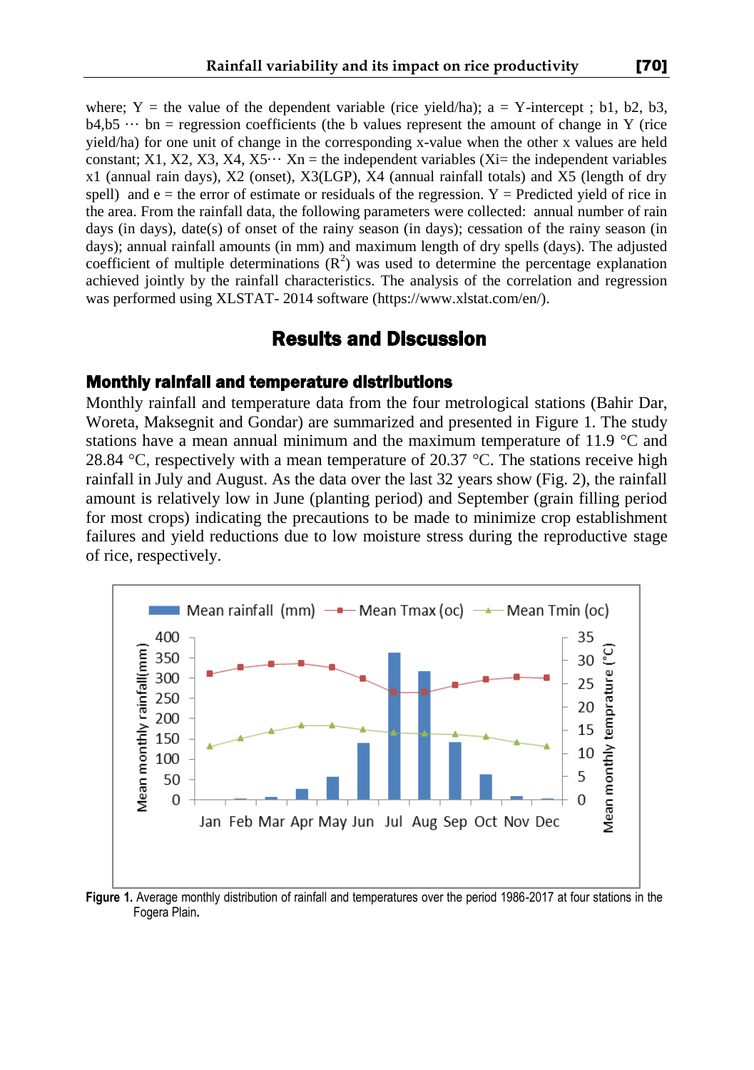where; Y = the value of the dependent variable (rice yield/ha); a = Y-intercept ; b1, b2, b3, b4,b5 ··· bn = regression coefficients (the b values represent the amount of change in Y (rice yield/ha) for one unit of change in the corresponding x-value when the other x values are held constant; X1, X2, X3, X4, X5··· Xn = the independent variables (Xi= the independent variables x1 (annual rain days), X2 (onset), X3(LGP), X4 (annual rainfall totals) and X5 (length of dry spell) and e = the error of estimate or residuals of the regression. Y = Predicted yield of rice in the area. From the rainfall data, the following parameters were collected: annual number of rain days (in days), date(s) of onset of the rainy season (in days); cessation of the rainy season (in days); annual rainfall amounts (in mm) and maximum length of dry spells (days). The adjusted coefficient of multiple determinations ($R^2$) was used to determine the percentage explanation achieved jointly by the rainfall characteristics. The analysis of the correlation and regression was performed using XLSTAT- 2014 software (https://www.xlstat.com/en/).

## Results and Discussion

### Monthly rainfall and temperature distributions

Monthly rainfall and temperature data from the four metrological stations (Bahir Dar, Woreta, Maksegnit and Gondar) are summarized and presented in Figure 1. The study stations have a mean annual minimum and the maximum temperature of 11.9 °C and 28.84 °C, respectively with a mean temperature of 20.37 °C. The stations receive high rainfall in July and August. As the data over the last 32 years show (Fig. 2), the rainfall amount is relatively low in June (planting period) and September (grain filling period for most crops) indicating the precautions to be made to minimize crop establishment failures and yield reductions due to low moisture stress during the reproductive stage of rice, respectively.

**Figure 1.** Average monthly distribution of rainfall and temperatures over the period 1986-2017 at four stations in the Fogera Plain.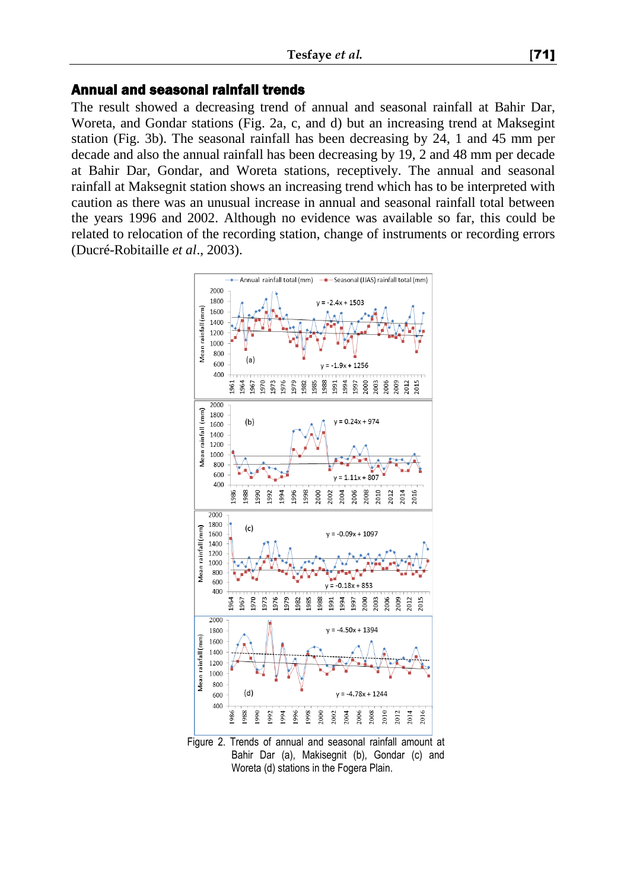## Annual and seasonal rainfall trends

The result showed a decreasing trend of annual and seasonal rainfall at Bahir Dar, Woreta, and Gondar stations (Fig. 2a, c, and d) but an increasing trend at Maksegint station (Fig. 3b). The seasonal rainfall has been decreasing by 24, 1 and 45 mm per decade and also the annual rainfall has been decreasing by 19, 2 and 48 mm per decade at Bahir Dar, Gondar, and Woreta stations, receptively. The annual and seasonal rainfall at Maksegnit station shows an increasing trend which has to be interpreted with caution as there was an unusual increase in annual and seasonal rainfall total between the years 1996 and 2002. Although no evidence was available so far, this could be related to relocation of the recording station, change of instruments or recording errors (Ducré-Robitaille *et al*., 2003).

Figure 2. Trends of annual and seasonal rainfall amount at Bahir Dar (a), Makisegnit (b), Gondar (c) and Woreta (d) stations in the Fogera Plain.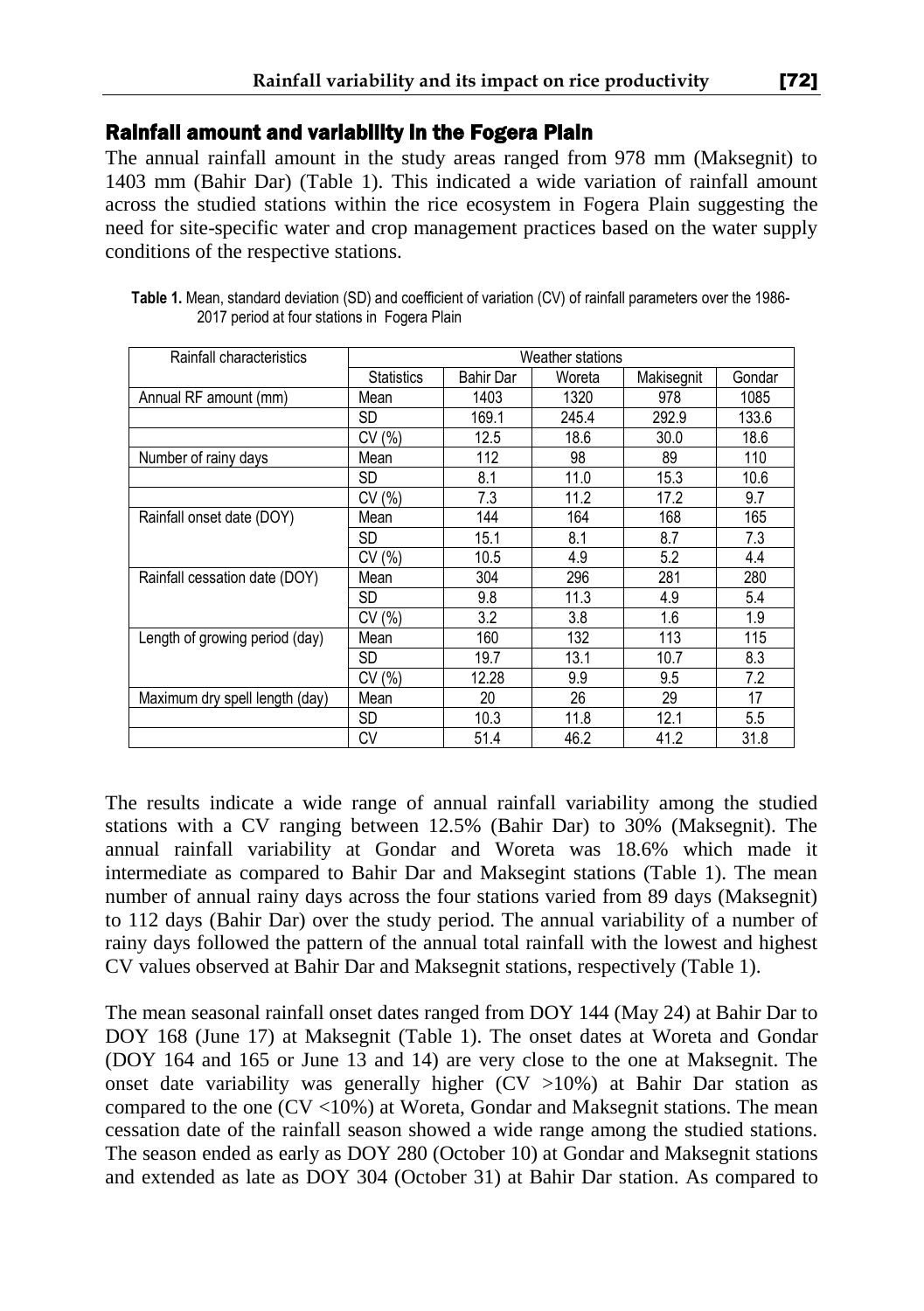## Rainfall amount and variability in the Fogera Plain

The annual rainfall amount in the study areas ranged from 978 mm (Maksegnit) to 1403 mm (Bahir Dar) (Table 1). This indicated a wide variation of rainfall amount across the studied stations within the rice ecosystem in Fogera Plain suggesting the need for site-specific water and crop management practices based on the water supply conditions of the respective stations.

**Table 1.** Mean, standard deviation (SD) and coefficient of variation (CV) of rainfall parameters over the 1986-2017 period at four stations in Fogera Plain

| Rainfall characteristics | Weather stations | | | | |
|---|---|---|---|---|---|
| | Statistics | Bahir Dar | Woreta | Makisegnit | Gondar |
| Annual RF amount (mm) | Mean | 1403 | 1320 | 978 | 1085 |
| | SD | 169.1 | 245.4 | 292.9 | 133.6 |
| | CV (%) | 12.5 | 18.6 | 30.0 | 18.6 |
| Number of rainy days | Mean | 112 | 98 | 89 | 110 |
| | SD | 8.1 | 11.0 | 15.3 | 10.6 |
| | CV (%) | 7.3 | 11.2 | 17.2 | 9.7 |
| Rainfall onset date (DOY) | Mean | 144 | 164 | 168 | 165 |
| | SD | 15.1 | 8.1 | 8.7 | 7.3 |
| | CV (%) | 10.5 | 4.9 | 5.2 | 4.4 |
| Rainfall cessation date (DOY) | Mean | 304 | 296 | 281 | 280 |
| | SD | 9.8 | 11.3 | 4.9 | 5.4 |
| | CV (%) | 3.2 | 3.8 | 1.6 | 1.9 |
| Length of growing period (day) | Mean | 160 | 132 | 113 | 115 |
| | SD | 19.7 | 13.1 | 10.7 | 8.3 |
| | CV (%) | 12.28 | 9.9 | 9.5 | 7.2 |
| Maximum dry spell length (day) | Mean | 20 | 26 | 29 | 17 |
| | SD | 10.3 | 11.8 | 12.1 | 5.5 |
| | CV | 51.4 | 46.2 | 41.2 | 31.8 |

The results indicate a wide range of annual rainfall variability among the studied stations with a CV ranging between 12.5% (Bahir Dar) to 30% (Maksegnit). The annual rainfall variability at Gondar and Woreta was 18.6% which made it intermediate as compared to Bahir Dar and Maksegint stations (Table 1). The mean number of annual rainy days across the four stations varied from 89 days (Maksegnit) to 112 days (Bahir Dar) over the study period. The annual variability of a number of rainy days followed the pattern of the annual total rainfall with the lowest and highest CV values observed at Bahir Dar and Maksegnit stations, respectively (Table 1).

The mean seasonal rainfall onset dates ranged from DOY 144 (May 24) at Bahir Dar to DOY 168 (June 17) at Maksegnit (Table 1). The onset dates at Woreta and Gondar (DOY 164 and 165 or June 13 and 14) are very close to the one at Maksegnit. The onset date variability was generally higher (CV >10%) at Bahir Dar station as compared to the one (CV <10%) at Woreta, Gondar and Maksegnit stations. The mean cessation date of the rainfall season showed a wide range among the studied stations. The season ended as early as DOY 280 (October 10) at Gondar and Maksegnit stations and extended as late as DOY 304 (October 31) at Bahir Dar station. As compared to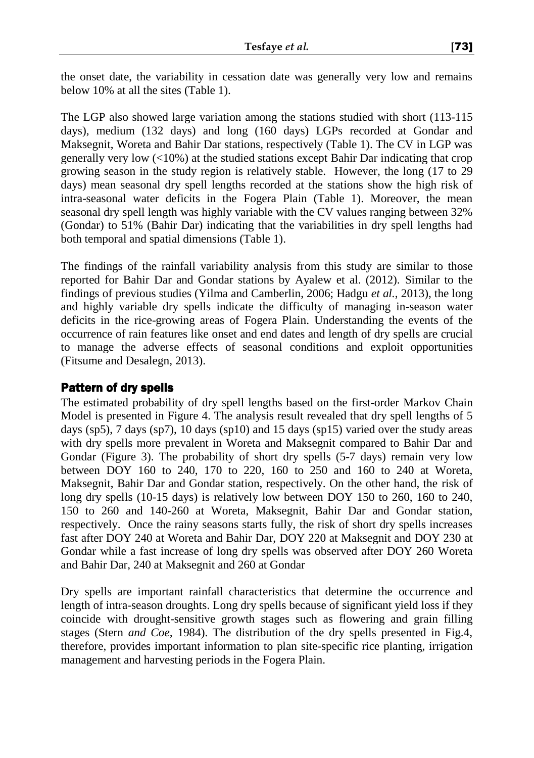the onset date, the variability in cessation date was generally very low and remains below 10% at all the sites (Table 1).

The LGP also showed large variation among the stations studied with short (113-115 days), medium (132 days) and long (160 days) LGPs recorded at Gondar and Maksegnit, Woreta and Bahir Dar stations, respectively (Table 1). The CV in LGP was generally very low (<10%) at the studied stations except Bahir Dar indicating that crop growing season in the study region is relatively stable. However, the long (17 to 29 days) mean seasonal dry spell lengths recorded at the stations show the high risk of intra-seasonal water deficits in the Fogera Plain (Table 1). Moreover, the mean seasonal dry spell length was highly variable with the CV values ranging between 32% (Gondar) to 51% (Bahir Dar) indicating that the variabilities in dry spell lengths had both temporal and spatial dimensions (Table 1).

The findings of the rainfall variability analysis from this study are similar to those reported for Bahir Dar and Gondar stations by Ayalew et al. (2012). Similar to the findings of previous studies (Yilma and Camberlin, 2006; Hadgu *et al*., 2013), the long and highly variable dry spells indicate the difficulty of managing in-season water deficits in the rice-growing areas of Fogera Plain. Understanding the events of the occurrence of rain features like onset and end dates and length of dry spells are crucial to manage the adverse effects of seasonal conditions and exploit opportunities (Fitsume and Desalegn, 2013).

## Pattern of dry spells

The estimated probability of dry spell lengths based on the first-order Markov Chain Model is presented in Figure 4. The analysis result revealed that dry spell lengths of 5 days (sp5), 7 days (sp7), 10 days (sp10) and 15 days (sp15) varied over the study areas with dry spells more prevalent in Woreta and Maksegnit compared to Bahir Dar and Gondar (Figure 3). The probability of short dry spells (5-7 days) remain very low between DOY 160 to 240, 170 to 220, 160 to 250 and 160 to 240 at Woreta, Maksegnit, Bahir Dar and Gondar station, respectively. On the other hand, the risk of long dry spells (10-15 days) is relatively low between DOY 150 to 260, 160 to 240, 150 to 260 and 140-260 at Woreta, Maksegnit, Bahir Dar and Gondar station, respectively. Once the rainy seasons starts fully, the risk of short dry spells increases fast after DOY 240 at Woreta and Bahir Dar, DOY 220 at Maksegnit and DOY 230 at Gondar while a fast increase of long dry spells was observed after DOY 260 Woreta and Bahir Dar, 240 at Maksegnit and 260 at Gondar

Dry spells are important rainfall characteristics that determine the occurrence and length of intra-season droughts. Long dry spells because of significant yield loss if they coincide with drought-sensitive growth stages such as flowering and grain filling stages (Stern *and Coe*, 1984). The distribution of the dry spells presented in Fig.4, therefore, provides important information to plan site-specific rice planting, irrigation management and harvesting periods in the Fogera Plain.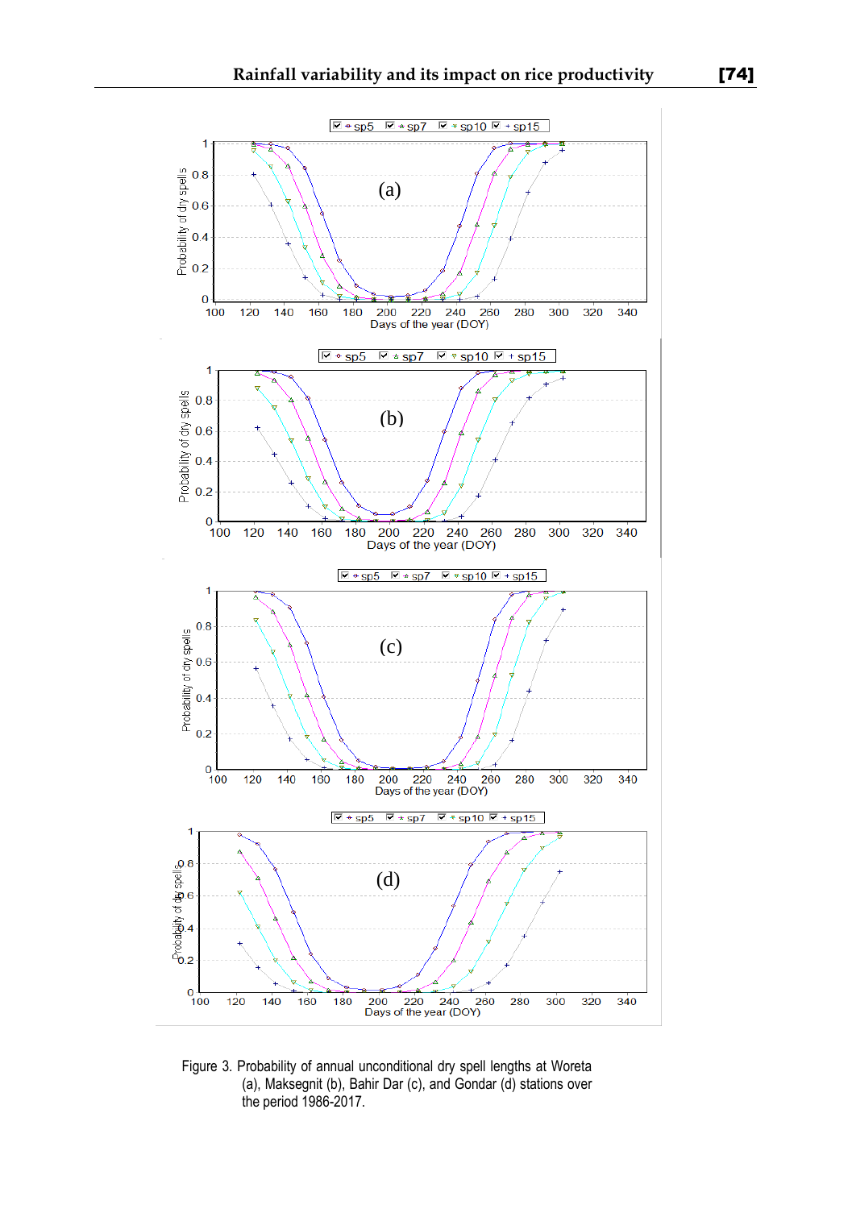Figure 3. Probability of annual unconditional dry spell lengths at Woreta (a), Maksegnit (b), Bahir Dar (c), and Gondar (d) stations over the period 1986-2017.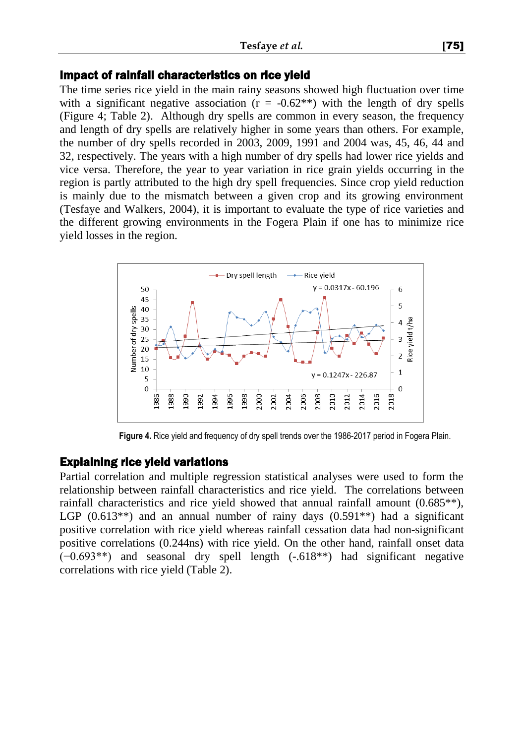## Impact of rainfall characteristics on rice yield

The time series rice yield in the main rainy seasons showed high fluctuation over time with a significant negative association ($r = -0.62^{**}$) with the length of dry spells (Figure 4; Table 2). Although dry spells are common in every season, the frequency and length of dry spells are relatively higher in some years than others. For example, the number of dry spells recorded in 2003, 2009, 1991 and 2004 was, 45, 46, 44 and 32, respectively. The years with a high number of dry spells had lower rice yields and vice versa. Therefore, the year to year variation in rice grain yields occurring in the region is partly attributed to the high dry spell frequencies. Since crop yield reduction is mainly due to the mismatch between a given crop and its growing environment (Tesfaye and Walkers, 2004), it is important to evaluate the type of rice varieties and the different growing environments in the Fogera Plain if one has to minimize rice yield losses in the region.

**Figure 4.** Rice yield and frequency of dry spell trends over the 1986-2017 period in Fogera Plain.

## Explaining rice yield variations

Partial correlation and multiple regression statistical analyses were used to form the relationship between rainfall characteristics and rice yield. The correlations between rainfall characteristics and rice yield showed that annual rainfall amount (0.685**), LGP (0.613**) and an annual number of rainy days (0.591**) had a significant positive correlation with rice yield whereas rainfall cessation data had non-significant positive correlations (0.244ns) with rice yield. On the other hand, rainfall onset data (−0.693**) and seasonal dry spell length (-.618**) had significant negative correlations with rice yield (Table 2).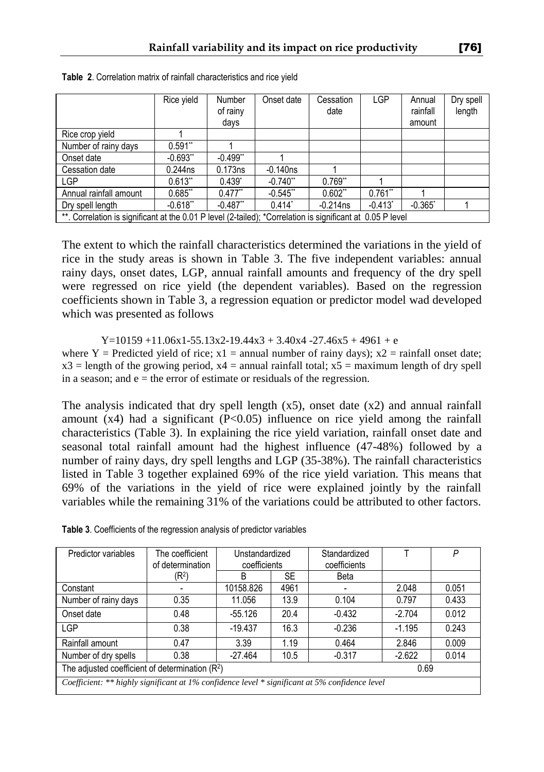**Table 2**. Correlation matrix of rainfall characteristics and rice yield

| | Rice yield | Number of rainy days | Onset date | Cessation date | LGP | Annual rainfall amount | Dry spell length |
|---|---|---|---|---|---|---|---|
| Rice crop yield | 1 | | | | | | |
| Number of rainy days | 0.591** | 1 | | | | | |
| Onset date | -0.693** | -0.499** | 1 | | | | |
| Cessation date | 0.244ns | 0.173ns | -0.140ns | 1 | | | |
| LGP | 0.613** | 0.439* | -0.740** | 0.769** | 1 | | |
| Annual rainfall amount | 0.685** | 0.477** | -0.545** | 0.602** | 0.761** | 1 | |
| Dry spell length | -0.618** | -0.487** | 0.414* | -0.214ns | -0.413* | -0.365* | 1 |
| **. Correlation is significant at the 0.01 P level (2-tailed); *Correlation is significant at 0.05 P level | | | | | | | |

The extent to which the rainfall characteristics determined the variations in the yield of rice in the study areas is shown in Table 3. The five independent variables: annual rainy days, onset dates, LGP, annual rainfall amounts and frequency of the dry spell were regressed on rice yield (the dependent variables). Based on the regression coefficients shown in Table 3, a regression equation or predictor model wad developed which was presented as follows

$$Y=10159 +11.06x1-55.13x2-19.44x3 + 3.40x4 -27.46x5 + 4961 + e$$

where Y = Predicted yield of rice; $x1$ = annual number of rainy days); $x2$ = rainfall onset date; $x3$ = length of the growing period, $x4$ = annual rainfall total; $x5$ = maximum length of dry spell in a season; and e = the error of estimate or residuals of the regression.

The analysis indicated that dry spell length ($x5$), onset date ($x2$) and annual rainfall amount ($x4$) had a significant ($P<0.05$) influence on rice yield among the rainfall characteristics (Table 3). In explaining the rice yield variation, rainfall onset date and seasonal total rainfall amount had the highest influence (47-48%) followed by a number of rainy days, dry spell lengths and LGP (35-38%). The rainfall characteristics listed in Table 3 together explained 69% of the rice yield variation. This means that 69% of the variations in the yield of rice were explained jointly by the rainfall variables while the remaining 31% of the variations could be attributed to other factors.

**Table 3**. Coefficients of the regression analysis of predictor variables

| Predictor variables | The coefficient of determination ($R^2$) | Unstandardized coefficients | | Standardized coefficients | T | *P* |
|---|---|---|---|---|---|---|
| | | B | SE | Beta | | |
| Constant | - | 10158.826 | 4961 | - | 2.048 | 0.051 |
| Number of rainy days | 0.35 | 11.056 | 13.9 | 0.104 | 0.797 | 0.433 |
| Onset date | 0.48 | -55.126 | 20.4 | -0.432 | -2.704 | 0.012 |
| LGP | 0.38 | -19.437 | 16.3 | -0.236 | -1.195 | 0.243 |
| Rainfall amount | 0.47 | 3.39 | 1.19 | 0.464 | 2.846 | 0.009 |
| Number of dry spells | 0.38 | -27.464 | 10.5 | -0.317 | -2.622 | 0.014 |
| The adjusted coefficient of determination ($R^2$) | | | | | 0.69 | |
| *Coefficient: ** highly significant at 1% confidence level * significant at 5% confidence level* | | | | | | |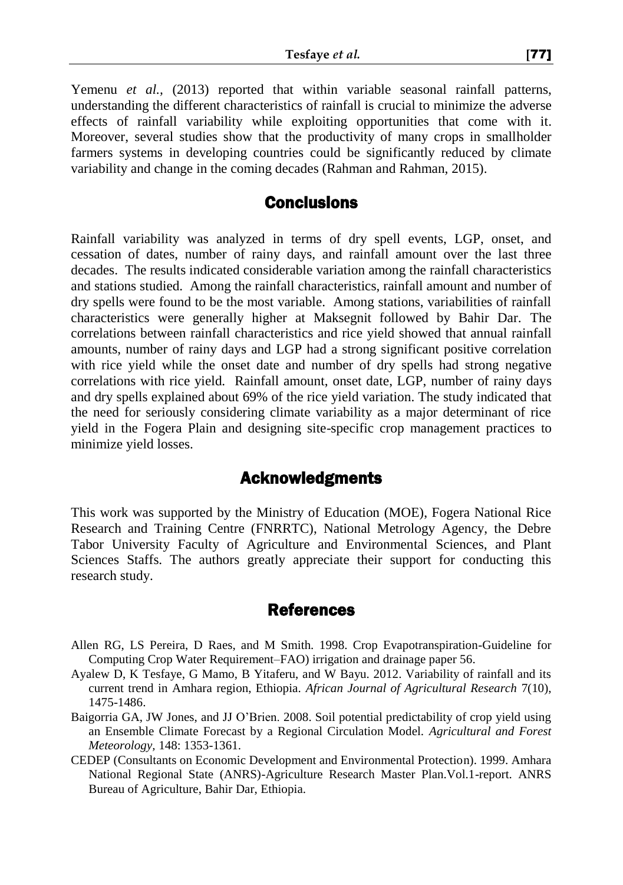Yemenu *et al.,* (2013) reported that within variable seasonal rainfall patterns, understanding the different characteristics of rainfall is crucial to minimize the adverse effects of rainfall variability while exploiting opportunities that come with it. Moreover, several studies show that the productivity of many crops in smallholder farmers systems in developing countries could be significantly reduced by climate variability and change in the coming decades (Rahman and Rahman, 2015).

## Conclusions

Rainfall variability was analyzed in terms of dry spell events, LGP, onset, and cessation of dates, number of rainy days, and rainfall amount over the last three decades. The results indicated considerable variation among the rainfall characteristics and stations studied. Among the rainfall characteristics, rainfall amount and number of dry spells were found to be the most variable. Among stations, variabilities of rainfall characteristics were generally higher at Maksegnit followed by Bahir Dar. The correlations between rainfall characteristics and rice yield showed that annual rainfall amounts, number of rainy days and LGP had a strong significant positive correlation with rice yield while the onset date and number of dry spells had strong negative correlations with rice yield. Rainfall amount, onset date, LGP, number of rainy days and dry spells explained about 69% of the rice yield variation. The study indicated that the need for seriously considering climate variability as a major determinant of rice yield in the Fogera Plain and designing site-specific crop management practices to minimize yield losses.

## Acknowledgments

This work was supported by the Ministry of Education (MOE), Fogera National Rice Research and Training Centre (FNRRTC), National Metrology Agency, the Debre Tabor University Faculty of Agriculture and Environmental Sciences, and Plant Sciences Staffs. The authors greatly appreciate their support for conducting this research study.

## References

Allen RG, LS Pereira, D Raes, and M Smith. 1998. Crop Evapotranspiration-Guideline for Computing Crop Water Requirement–FAO) irrigation and drainage paper 56.

Ayalew D, K Tesfaye, G Mamo, B Yitaferu, and W Bayu. 2012. Variability of rainfall and its current trend in Amhara region, Ethiopia. *African Journal of Agricultural Research* 7(10), 1475-1486.

Baigorria GA, JW Jones, and JJ O'Brien. 2008. Soil potential predictability of crop yield using an Ensemble Climate Forecast by a Regional Circulation Model. *Agricultural and Forest Meteorology,* 148: 1353-1361.

CEDEP (Consultants on Economic Development and Environmental Protection). 1999. Amhara National Regional State (ANRS)-Agriculture Research Master Plan.Vol.1-report. ANRS Bureau of Agriculture, Bahir Dar, Ethiopia.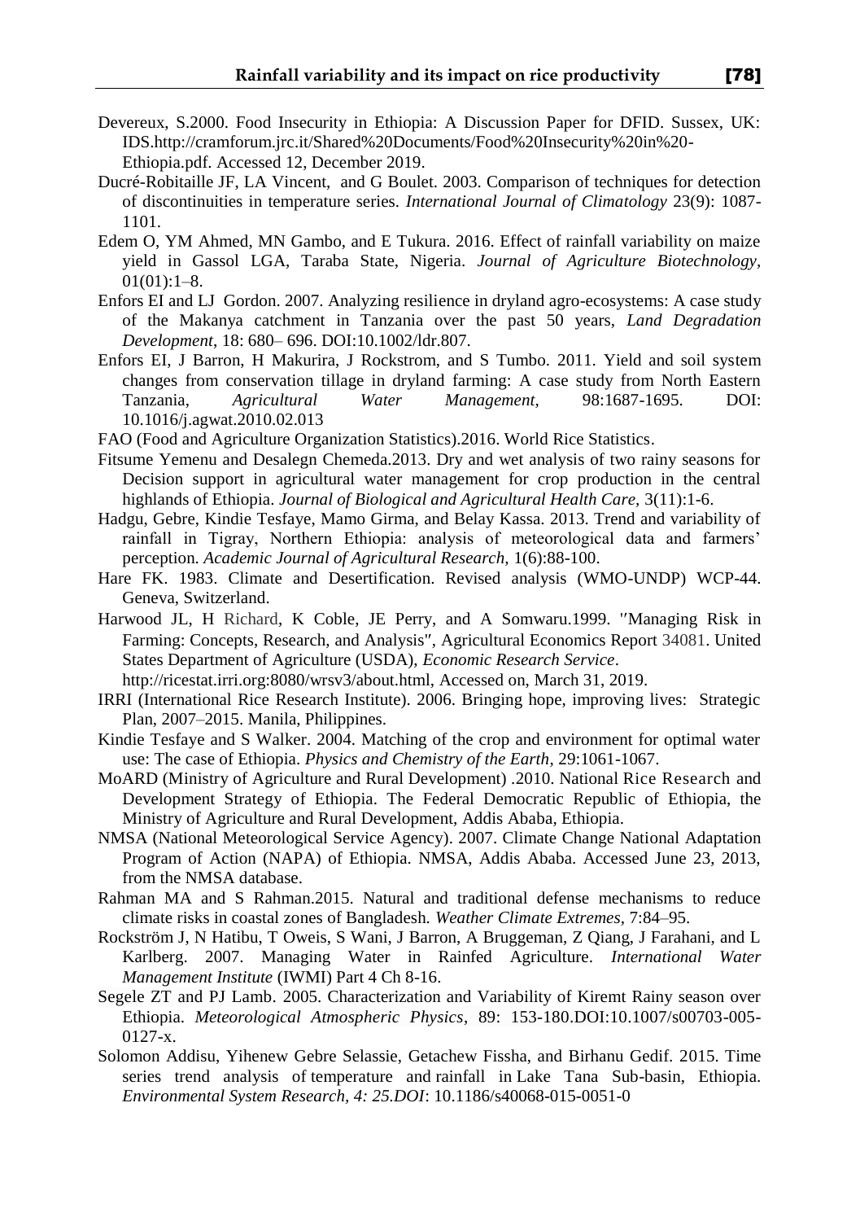Devereux, S.2000. Food Insecurity in Ethiopia: A Discussion Paper for DFID. Sussex, UK: IDS.http://cramforum.jrc.it/Shared%20Documents/Food%20Insecurity%20in%20-Ethiopia.pdf. Accessed 12, December 2019.

Ducré-Robitaille JF, LA Vincent, and G Boulet. 2003. Comparison of techniques for detection of discontinuities in temperature series. *International Journal of Climatology* 23(9): 1087-1101.

Edem O, YM Ahmed, MN Gambo, and E Tukura. 2016. Effect of rainfall variability on maize yield in Gassol LGA, Taraba State, Nigeria. *Journal of Agriculture Biotechnology,* 01(01):1–8.

Enfors EI and LJ Gordon. 2007. Analyzing resilience in dryland agro-ecosystems: A case study of the Makanya catchment in Tanzania over the past 50 years, *Land Degradation Development*, 18: 680– 696. DOI:10.1002/ldr.807.

Enfors EI, J Barron, H Makurira, J Rockstrom, and S Tumbo. 2011. Yield and soil system changes from conservation tillage in dryland farming: A case study from North Eastern Tanzania, *Agricultural Water Management,* 98:1687-1695. DOI: 10.1016/j.agwat.2010.02.013

FAO (Food and Agriculture Organization Statistics).2016. World Rice Statistics.

Fitsume Yemenu and Desalegn Chemeda.2013. Dry and wet analysis of two rainy seasons for Decision support in agricultural water management for crop production in the central highlands of Ethiopia. *Journal of Biological and Agricultural Health Care*, 3(11):1-6.

Hadgu, Gebre, Kindie Tesfaye, Mamo Girma, and Belay Kassa. 2013. Trend and variability of rainfall in Tigray, Northern Ethiopia: analysis of meteorological data and farmers' perception. *Academic Journal of Agricultural Research,* 1(6):88-100.

Hare FK. 1983. Climate and Desertification. Revised analysis (WMO-UNDP) WCP-44. Geneva, Switzerland.

Harwood JL, H Richard, K Coble, JE Perry, and A Somwaru.1999. "Managing Risk in Farming: Concepts, Research, and Analysis", Agricultural Economics Report 34081. United States Department of Agriculture (USDA), *Economic Research Service*. http://ricestat.irri.org:8080/wrsv3/about.html, Accessed on, March 31, 2019.

IRRI (International Rice Research Institute). 2006. Bringing hope, improving lives: Strategic Plan, 2007–2015. Manila, Philippines.

Kindie Tesfaye and S Walker. 2004. Matching of the crop and environment for optimal water use: The case of Ethiopia. *Physics and Chemistry of the Earth*, 29:1061-1067.

MoARD (Ministry of Agriculture and Rural Development) .2010. National Rice Research and Development Strategy of Ethiopia. The Federal Democratic Republic of Ethiopia, the Ministry of Agriculture and Rural Development, Addis Ababa, Ethiopia.

NMSA (National Meteorological Service Agency). 2007. Climate Change National Adaptation Program of Action (NAPA) of Ethiopia. NMSA, Addis Ababa. Accessed June 23, 2013, from the NMSA database.

Rahman MA and S Rahman.2015. Natural and traditional defense mechanisms to reduce climate risks in coastal zones of Bangladesh. *Weather Climate Extremes,* 7:84–95.

Rockström J, N Hatibu, T Oweis, S Wani, J Barron, A Bruggeman, Z Qiang, J Farahani, and L Karlberg. 2007. Managing Water in Rainfed Agriculture. *International Water Management Institute* (IWMI) Part 4 Ch 8-16.

Segele ZT and PJ Lamb. 2005. Characterization and Variability of Kiremt Rainy season over Ethiopia. *Meteorological Atmospheric Physics*, 89: 153-180.DOI:10.1007/s00703-005-0127-x.

Solomon Addisu, Yihenew Gebre Selassie, Getachew Fissha, and Birhanu Gedif. 2015. Time series trend analysis of temperature and rainfall in Lake Tana Sub-basin, Ethiopia. *Environmental System Research, 4: 25.DOI*: 10.1186/s40068-015-0051-0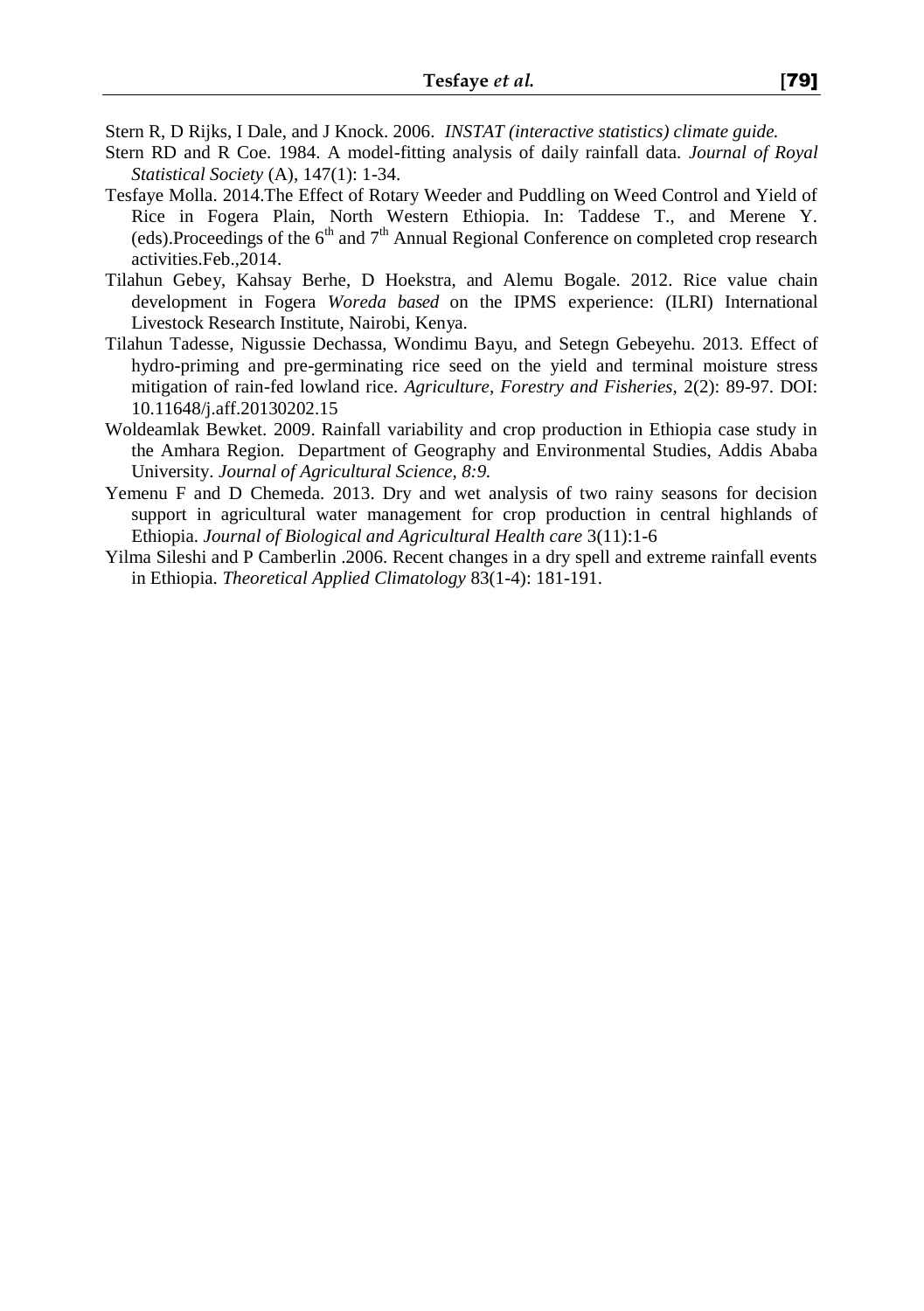Stern R, D Rijks, I Dale, and J Knock. 2006. *INSTAT (interactive statistics) climate guide.*

Stern RD and R Coe. 1984. A model-fitting analysis of daily rainfall data. *Journal of Royal Statistical Society* (A), 147(1): 1-34.

Tesfaye Molla. 2014.The Effect of Rotary Weeder and Puddling on Weed Control and Yield of Rice in Fogera Plain, North Western Ethiopia. In: Taddese T., and Merene Y. (eds).Proceedings of the 6th and 7th Annual Regional Conference on completed crop research activities.Feb.,2014.

Tilahun Gebey, Kahsay Berhe, D Hoekstra, and Alemu Bogale. 2012. Rice value chain development in Fogera *Woreda based* on the IPMS experience: (ILRI) International Livestock Research Institute, Nairobi, Kenya.

Tilahun Tadesse, Nigussie Dechassa, Wondimu Bayu, and Setegn Gebeyehu. 2013. Effect of hydro-priming and pre-germinating rice seed on the yield and terminal moisture stress mitigation of rain-fed lowland rice. *Agriculture, Forestry and Fisheries*, 2(2): 89-97. DOI: 10.11648/j.aff.20130202.15

Woldeamlak Bewket. 2009. Rainfall variability and crop production in Ethiopia case study in the Amhara Region. Department of Geography and Environmental Studies, Addis Ababa University. *Journal of Agricultural Science, 8:9.*

Yemenu F and D Chemeda. 2013. Dry and wet analysis of two rainy seasons for decision support in agricultural water management for crop production in central highlands of Ethiopia. *Journal of Biological and Agricultural Health care* 3(11):1-6

Yilma Sileshi and P Camberlin .2006. Recent changes in a dry spell and extreme rainfall events in Ethiopia. *Theoretical Applied Climatology* 83(1-4): 181-191.